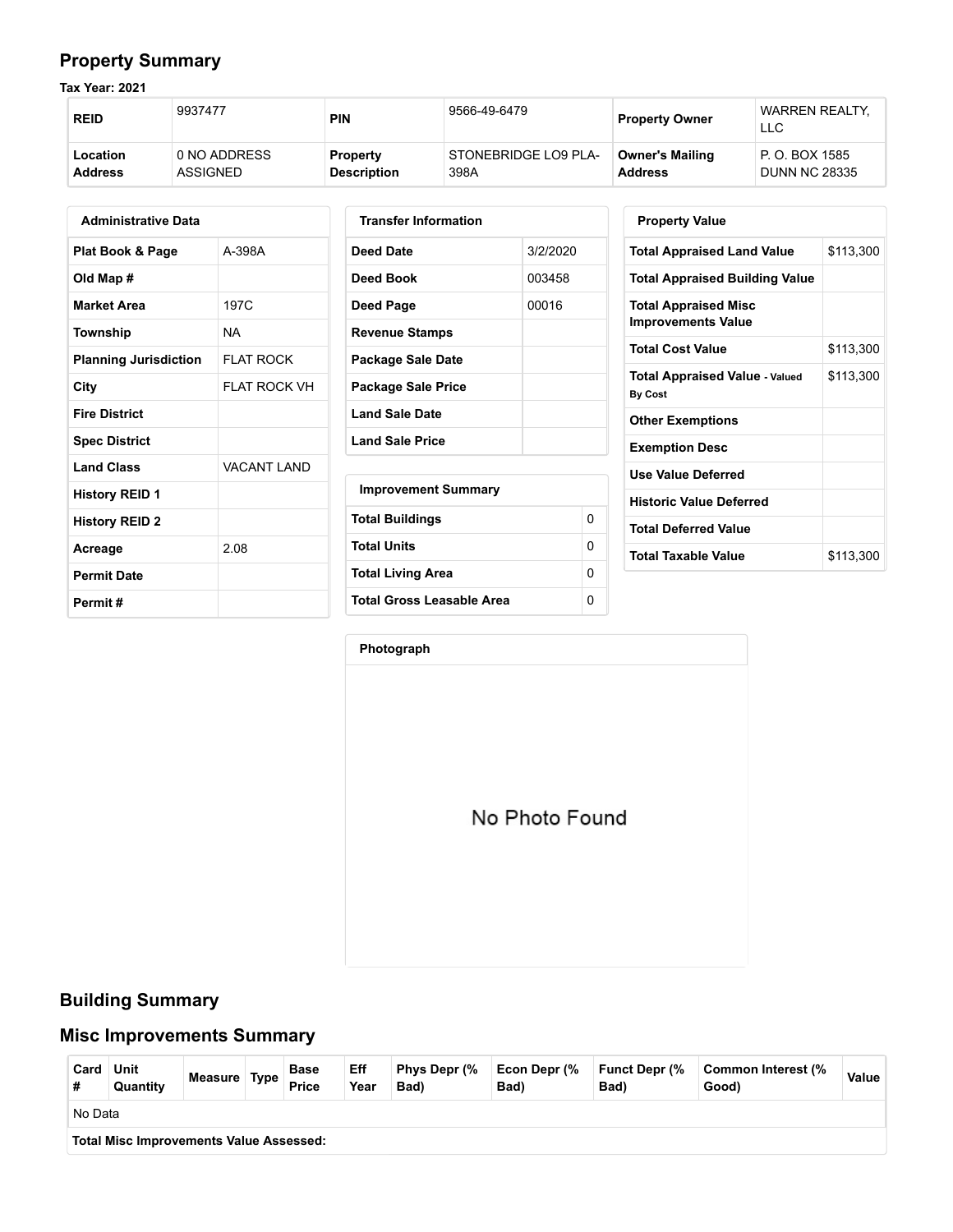## Property Summary

**Tax Year: 2021**

| REID | 9937477 | PIN | 9566-49-6479 | Property Owner | WARREN REALTY, LLC |
|---|---|---|---|---|---|
| **Location Address** | 0 NO ADDRESS ASSIGNED | **Property Description** | STONEBRIDGE LO9 PLA-398A | **Owner's Mailing Address** | P. O. BOX 1585 DUNN NC 28335 |

| Administrative Data | |
|---|---|
| **Plat Book & Page** | A-398A |
| **Old Map #** | |
| **Market Area** | 197C |
| **Township** | NA |
| **Planning Jurisdiction** | FLAT ROCK |
| **City** | FLAT ROCK VH |
| **Fire District** | |
| **Spec District** | |
| **Land Class** | VACANT LAND |
| **History REID 1** | |
| **History REID 2** | |
| **Acreage** | 2.08 |
| **Permit Date** | |
| **Permit #** | |

| Transfer Information | |
|---|---|
| **Deed Date** | 3/2/2020 |
| **Deed Book** | 003458 |
| **Deed Page** | 00016 |
| **Revenue Stamps** | |
| **Package Sale Date** | |
| **Package Sale Price** | |
| **Land Sale Date** | |
| **Land Sale Price** | |

| Improvement Summary | |
|---|---|
| **Total Buildings** | 0 |
| **Total Units** | 0 |
| **Total Living Area** | 0 |
| **Total Gross Leasable Area** | 0 |

| Property Value | |
|---|---|
| **Total Appraised Land Value** | $113,300 |
| **Total Appraised Building Value** | |
| **Total Appraised Misc Improvements Value** | |
| **Total Cost Value** | $113,300 |
| **Total Appraised Value** - Valued By Cost | $113,300 |
| **Other Exemptions** | |
| **Exemption Desc** | |
| **Use Value Deferred** | |
| **Historic Value Deferred** | |
| **Total Deferred Value** | |
| **Total Taxable Value** | $113,300 |

**Photograph**

No Photo Found

## Building Summary

## Misc Improvements Summary

| Card # | Unit Quantity | Measure | Type | Base Price | Eff Year | Phys Depr (% Bad) | Econ Depr (% Bad) | Funct Depr (% Bad) | Common Interest (% Good) | Value |
|---|---|---|---|---|---|---|---|---|---|---|
| No Data | | | | | | | | | | |
| **Total Misc Improvements Value Assessed:** | | | | | | | | | | |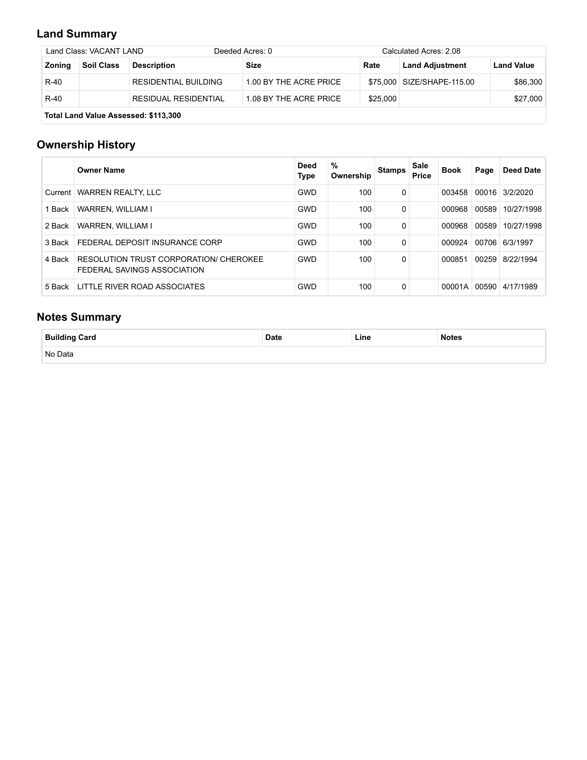## Land Summary

| Land Class: VACANT LAND | | Deeded Acres: 0 | | Calculated Acres: 2.08 | | |
|---|---|---|---|---|---|---|
| **Zoning** | **Soil Class** | **Description** | **Size** | **Rate** | **Land Adjustment** | **Land Value** |
| R-40 | | RESIDENTIAL BUILDING | 1.00 BY THE ACRE PRICE | $75,000 | SIZE/SHAPE-115.00 | $86,300 |
| R-40 | | RESIDUAL RESIDENTIAL | 1.08 BY THE ACRE PRICE | $25,000 | | $27,000 |
| **Total Land Value Assessed: $113,300** | | | | | | |

## Ownership History

| | Owner Name | Deed Type | % Ownership | Stamps | Sale Price | Book | Page | Deed Date |
|---|---|---|---|---|---|---|---|---|
| Current | WARREN REALTY, LLC | GWD | 100 | 0 | | 003458 | 00016 | 3/2/2020 |
| 1 Back | WARREN, WILLIAM I | GWD | 100 | 0 | | 000968 | 00589 | 10/27/1998 |
| 2 Back | WARREN, WILLIAM I | GWD | 100 | 0 | | 000968 | 00589 | 10/27/1998 |
| 3 Back | FEDERAL DEPOSIT INSURANCE CORP | GWD | 100 | 0 | | 000924 | 00706 | 6/3/1997 |
| 4 Back | RESOLUTION TRUST CORPORATION/ CHEROKEE FEDERAL SAVINGS ASSOCIATION | GWD | 100 | 0 | | 000851 | 00259 | 8/22/1994 |
| 5 Back | LITTLE RIVER ROAD ASSOCIATES | GWD | 100 | 0 | | 00001A | 00590 | 4/17/1989 |

## Notes Summary

| Building Card | Date | Line | Notes |
|---|---|---|---|
| No Data | | | |